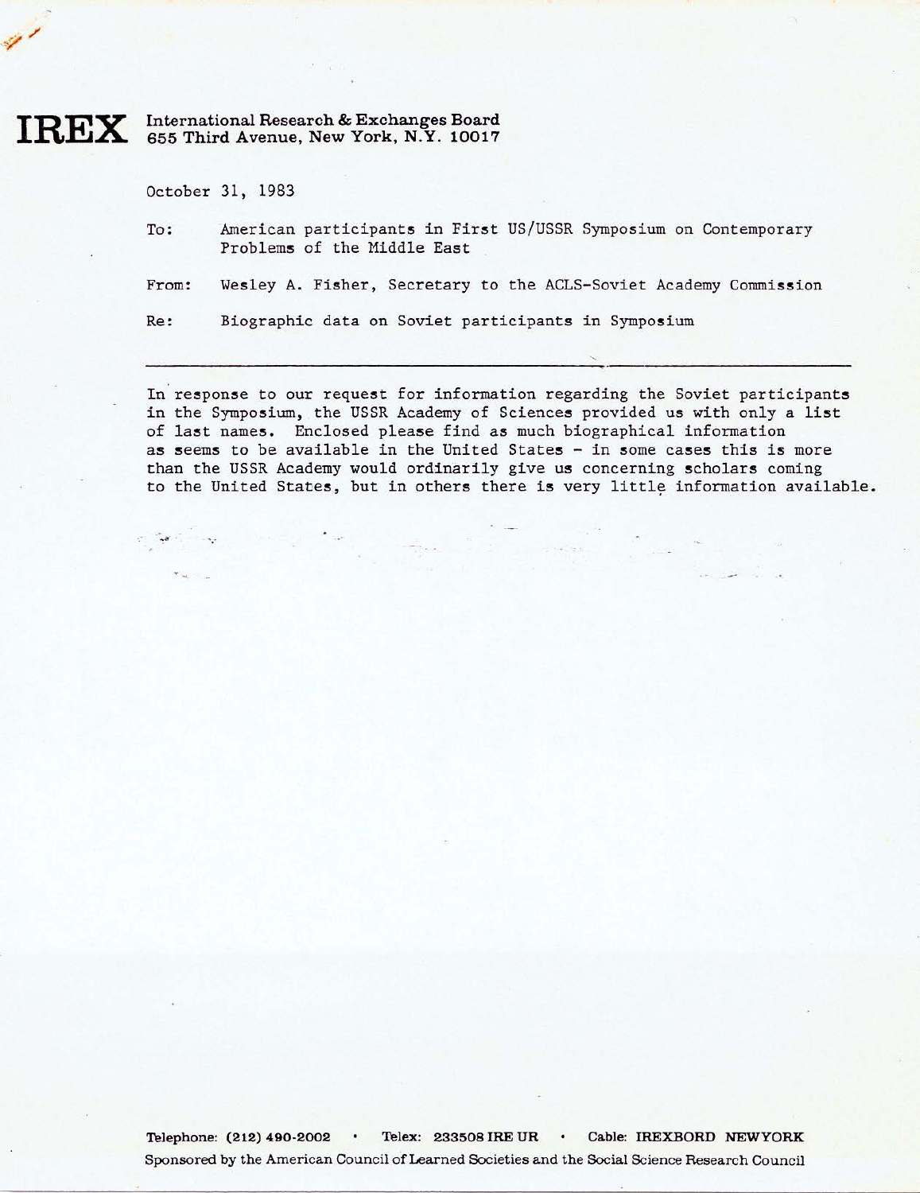# IREX

International Research & Exchanges Board
655 Third Avenue, New York, N.Y. 10017

October 31, 1983

To: American participants in First US/USSR Symposium on Contemporary Problems of the Middle East

From: Wesley A. Fisher, Secretary to the ACLS-Soviet Academy Commission

Re: Biographic data on Soviet participants in Symposium

---

In response to our request for information regarding the Soviet participants in the Symposium, the USSR Academy of Sciences provided us with only a list of last names. Enclosed please find as much biographical information as seems to be available in the United States - in some cases this is more than the USSR Academy would ordinarily give us concerning scholars coming to the United States, but in others there is very little information available.

Telephone: (212) 490-2002 • Telex: 233508 IRE UR • Cable: IREXBORD NEWYORK
Sponsored by the American Council of Learned Societies and the Social Science Research Council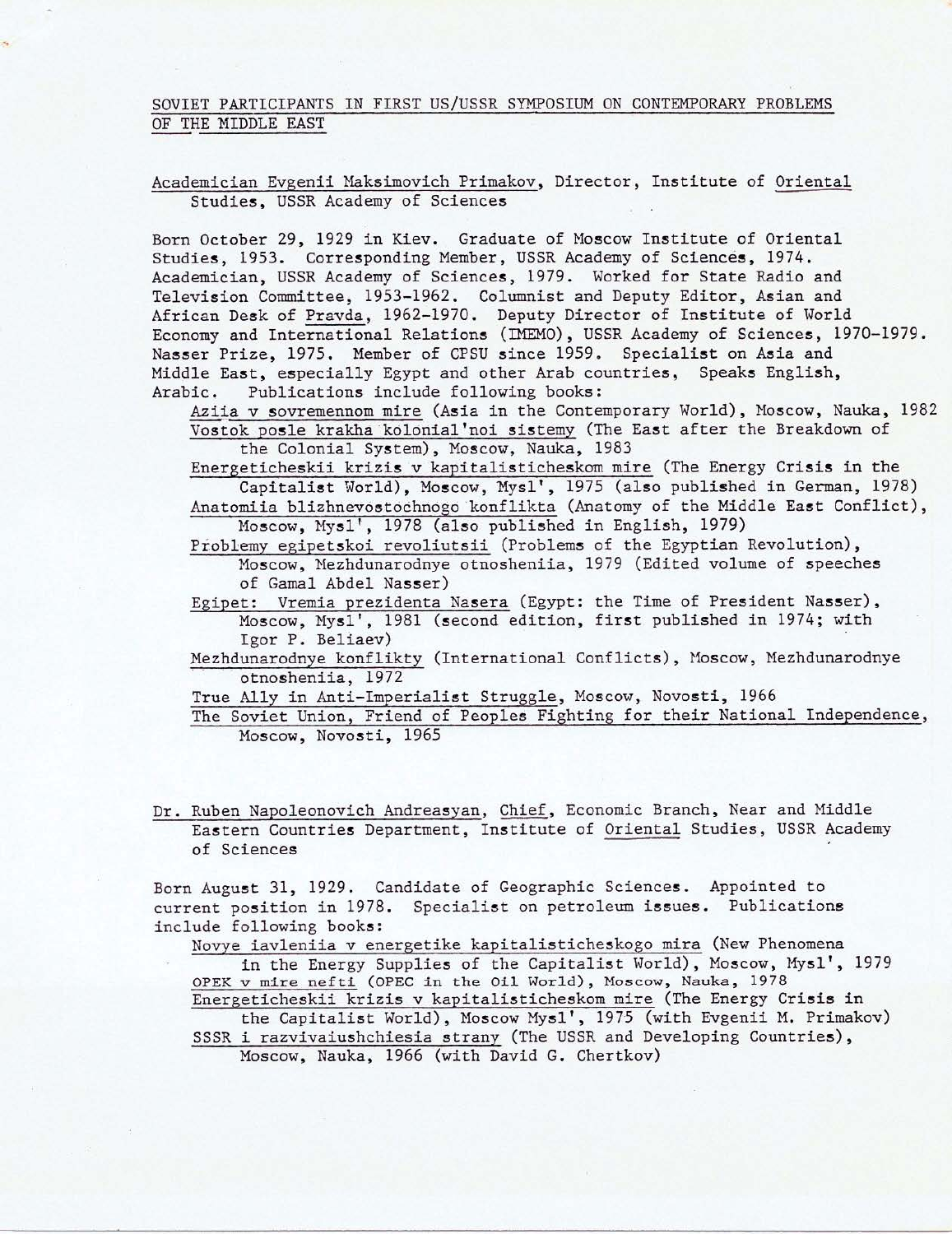SOVIET PARTICIPANTS IN FIRST US/USSR SYMPOSIUM ON CONTEMPORARY PROBLEMS OF THE MIDDLE EAST

Academician Evgenii Maksimovich Primakov, Director, Institute of Oriental Studies, USSR Academy of Sciences

Born October 29, 1929 in Kiev. Graduate of Moscow Institute of Oriental Studies, 1953. Corresponding Member, USSR Academy of Sciences, 1974. Academician, USSR Academy of Sciences, 1979. Worked for State Radio and Television Committee, 1953-1962. Columnist and Deputy Editor, Asian and African Desk of Pravda, 1962-1970. Deputy Director of Institute of World Economy and International Relations (IMEMO), USSR Academy of Sciences, 1970-1979. Nasser Prize, 1975. Member of CPSU since 1959. Specialist on Asia and Middle East, especially Egypt and other Arab countries. Speaks English, Arabic. Publications include following books:

- Aziia v sovremennom mire (Asia in the Contemporary World), Moscow, Nauka, 1982
- Vostok posle krakha kolonial'noi sistemy (The East after the Breakdown of the Colonial System), Moscow, Nauka, 1983
- Energeticheskii krizis v kapitalisticheskom mire (The Energy Crisis in the Capitalist World), Moscow, Mysl', 1975 (also published in German, 1978)
- Anatomiia blizhnevostochnogo konflikta (Anatomy of the Middle East Conflict), Moscow, Mysl', 1978 (also published in English, 1979)
- Problemy egipetskoi revoliutsii (Problems of the Egyptian Revolution), Moscow, Mezhdunarodnye otnosheniia, 1979 (Edited volume of speeches of Gamal Abdel Nasser)
- Egipet: Vremia prezidenta Nasera (Egypt: the Time of President Nasser), Moscow, Mysl', 1981 (second edition, first published in 1974; with Igor P. Beliaev)
- Mezhdunarodnye konflikty (International Conflicts), Moscow, Mezhdunarodnye otnosheniia, 1972
- True Ally in Anti-Imperialist Struggle, Moscow, Novosti, 1966
- The Soviet Union, Friend of Peoples Fighting for their National Independence, Moscow, Novosti, 1965

Dr. Ruben Napoleonovich Andreasyan, Chief, Economic Branch, Near and Middle Eastern Countries Department, Institute of Oriental Studies, USSR Academy of Sciences

Born August 31, 1929. Candidate of Geographic Sciences. Appointed to current position in 1978. Specialist on petroleum issues. Publications include following books:

- Novye iavleniia v energetike kapitalisticheskogo mira (New Phenomena in the Energy Supplies of the Capitalist World), Moscow, Mysl', 1979
- OPEK v mire nefti (OPEC in the Oil World), Moscow, Nauka, 1978
- Energeticheskii krizis v kapitalisticheskom mire (The Energy Crisis in the Capitalist World), Moscow Mysl', 1975 (with Evgenii M. Primakov)
- SSSR i razvivaiushchiesia strany (The USSR and Developing Countries), Moscow, Nauka, 1966 (with David G. Chertkov)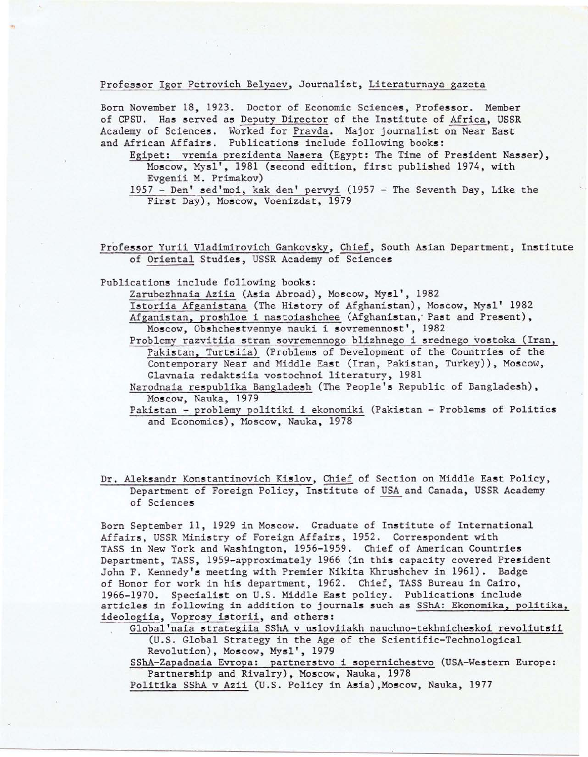Professor Igor Petrovich Belyaev, Journalist, Literaturnaya gazeta

Born November 18, 1923. Doctor of Economic Sciences, Professor. Member of CPSU. Has served as Deputy Director of the Institute of Africa, USSR Academy of Sciences. Worked for Pravda. Major journalist on Near East and African Affairs. Publications include following books:

- Egipet: vremia prezidenta Nasera (Egypt: The Time of President Nasser), Moscow, Mysl', 1981 (second edition, first published 1974, with Evgenii M. Primakov)
- 1957 - Den' sed'moi, kak den' pervyi (1957 - The Seventh Day, Like the First Day), Moscow, Voenizdat, 1979

Professor Yurii Vladimirovich Gankovsky, Chief, South Asian Department, Institute of Oriental Studies, USSR Academy of Sciences

Publications include following books:

- Zarubezhnaia Aziia (Asia Abroad), Moscow, Mysl', 1982
- Istoriia Afganistana (The History of Afghanistan), Moscow, Mysl' 1982
- Afganistan, proshloe i nastoiashchee (Afghanistan, Past and Present), Moscow, Obshchestvennye nauki i sovremennost', 1982
- Problemy razvitiia stran sovremennogo blizhnego i srednego vostoka (Iran, Pakistan, Turtsiia) (Problems of Development of the Countries of the Contemporary Near and Middle East (Iran, Pakistan, Turkey)), Moscow, Glavnaia redaktsiia vostochnoi literatury, 1981
- Narodnaia respublika Bangladesh (The People's Republic of Bangladesh), Moscow, Nauka, 1979
- Pakistan - problemy politiki i ekonomiki (Pakistan - Problems of Politics and Economics), Moscow, Nauka, 1978

Dr. Aleksandr Konstantinovich Kislov, Chief of Section on Middle East Policy, Department of Foreign Policy, Institute of USA and Canada, USSR Academy of Sciences

Born September 11, 1929 in Moscow. Graduate of Institute of International Affairs, USSR Ministry of Foreign Affairs, 1952. Correspondent with TASS in New York and Washington, 1956-1959. Chief of American Countries Department, TASS, 1959-approximately 1966 (in this capacity covered President John F. Kennedy's meeting with Premier Nikita Khrushchev in 1961). Badge of Honor for work in his department, 1962. Chief, TASS Bureau in Cairo, 1966-1970. Specialist on U.S. Middle East policy. Publications include articles in following in addition to journals such as SShA: Ekonomika, politika, ideologiia, Voprosy istorii, and others:

- Global'naia strategiia SShA v usloviiakh nauchno-tekhnicheskoi revoliutsii (U.S. Global Strategy in the Age of the Scientific-Technological Revolution), Moscow, Mysl', 1979
- SShA-Zapadnaia Evropa: partnerstvo i sopernichestvo (USA-Western Europe: Partnership and Rivalry), Moscow, Nauka, 1978
- Politika SShA v Azii (U.S. Policy in Asia), Moscow, Nauka, 1977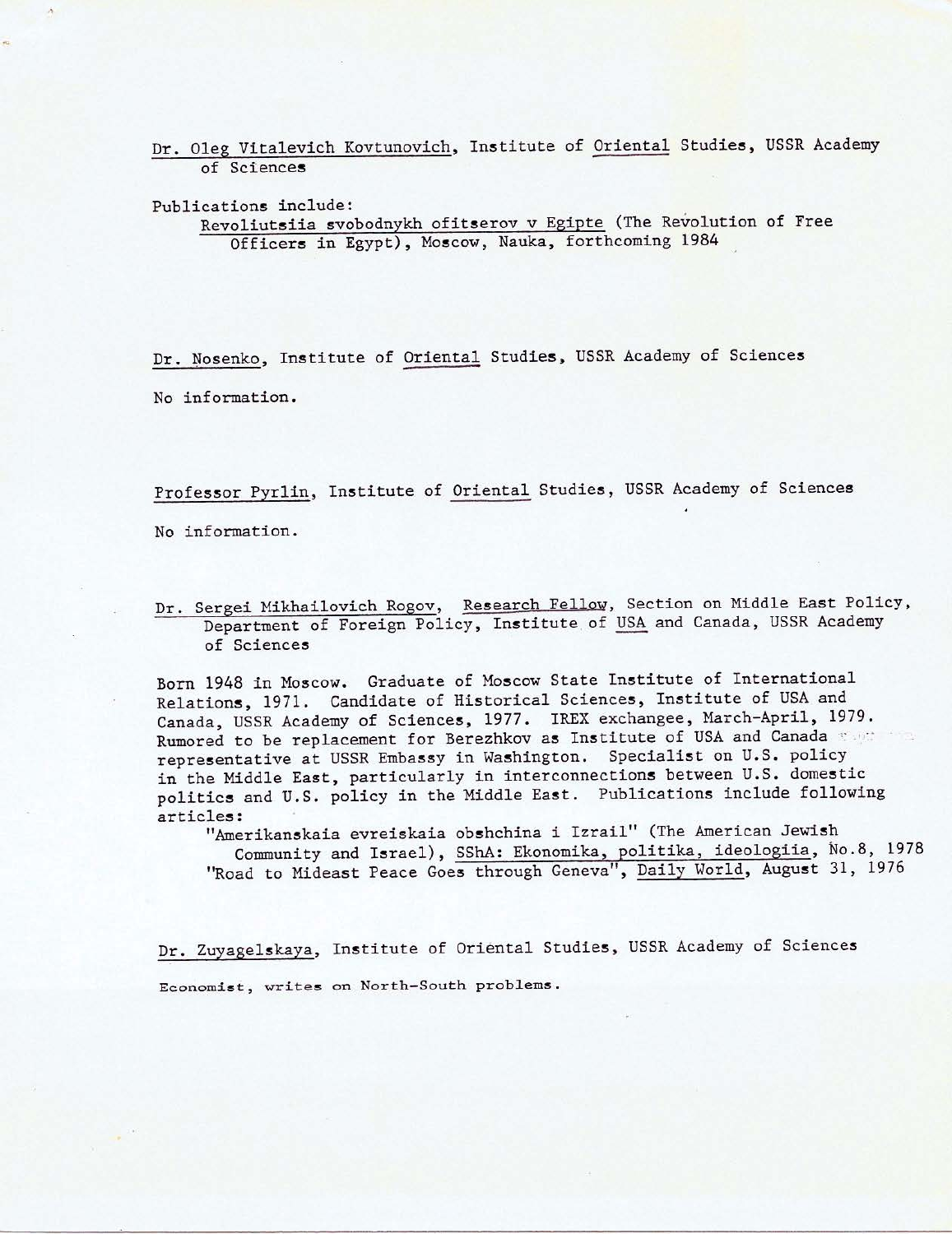Dr. Oleg Vitalevich Kovtunovich, Institute of Oriental Studies, USSR Academy of Sciences

Publications include:

Revoliutsiia svobodnykh ofitserov v Egipte (The Revolution of Free Officers in Egypt), Moscow, Nauka, forthcoming 1984

Dr. Nosenko, Institute of Oriental Studies, USSR Academy of Sciences

No information.

Professor Pyrlin, Institute of Oriental Studies, USSR Academy of Sciences

No information.

Dr. Sergei Mikhailovich Rogov, Research Fellow, Section on Middle East Policy, Department of Foreign Policy, Institute of USA and Canada, USSR Academy of Sciences

Born 1948 in Moscow. Graduate of Moscow State Institute of International Relations, 1971. Candidate of Historical Sciences, Institute of USA and Canada, USSR Academy of Sciences, 1977. IREX exchangee, March-April, 1979. Rumored to be replacement for Berezhkov as Institute of USA and Canada representative at USSR Embassy in Washington. Specialist on U.S. policy in the Middle East, particularly in interconnections between U.S. domestic politics and U.S. policy in the Middle East. Publications include following articles:

"Amerikanskaia evreiskaia obshchina i Izrail" (The American Jewish Community and Israel), SShA: Ekonomika, politika, ideologiia, No.8, 1978

"Road to Mideast Peace Goes through Geneva", Daily World, August 31, 1976

Dr. Zuyagelskaya, Institute of Oriental Studies, USSR Academy of Sciences

Economist, writes on North-South problems.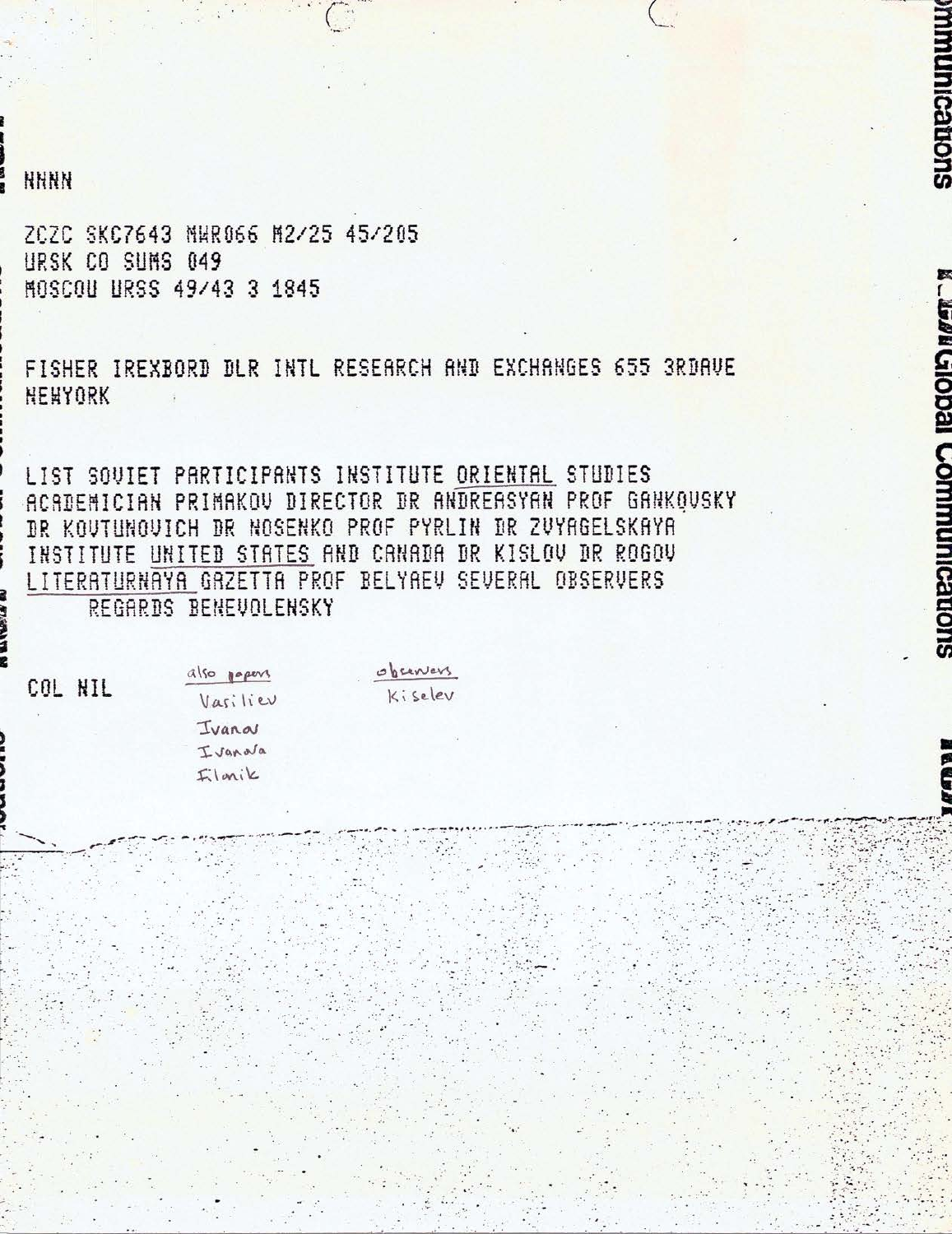NNNN

ZCZC SKC7643 MWR066 M2/25 45/205
URSK CO SUMS 049
MOSCOU URSS 49/43 3 1845

FISHER IREXBORD DLR INTL RESEARCH AND EXCHANGES 655 3RDAVE
NEWYORK

LIST SOVIET PARTICIPANTS INSTITUTE ORIENTAL STUDIES
ACADEMICIAN PRIMAKOV DIRECTOR DR ANDREASYAN PROF GANKOVSKY
DR KOVTUNOVICH DR NOSENKO PROF PYRLIN DR ZVYAGELSKAYA
INSTITUTE UNITED STATES AND CANADA DR KISLOV DR ROGOV
LITERATURNAYA GAZETTA PROF BELYAEV SEVERAL OBSERVERS
REGARDS BENEVOLENSKY

COL NIL

also papers
Vasiliev
Ivanov
Ivanova
Filonik

observers
Kiselev